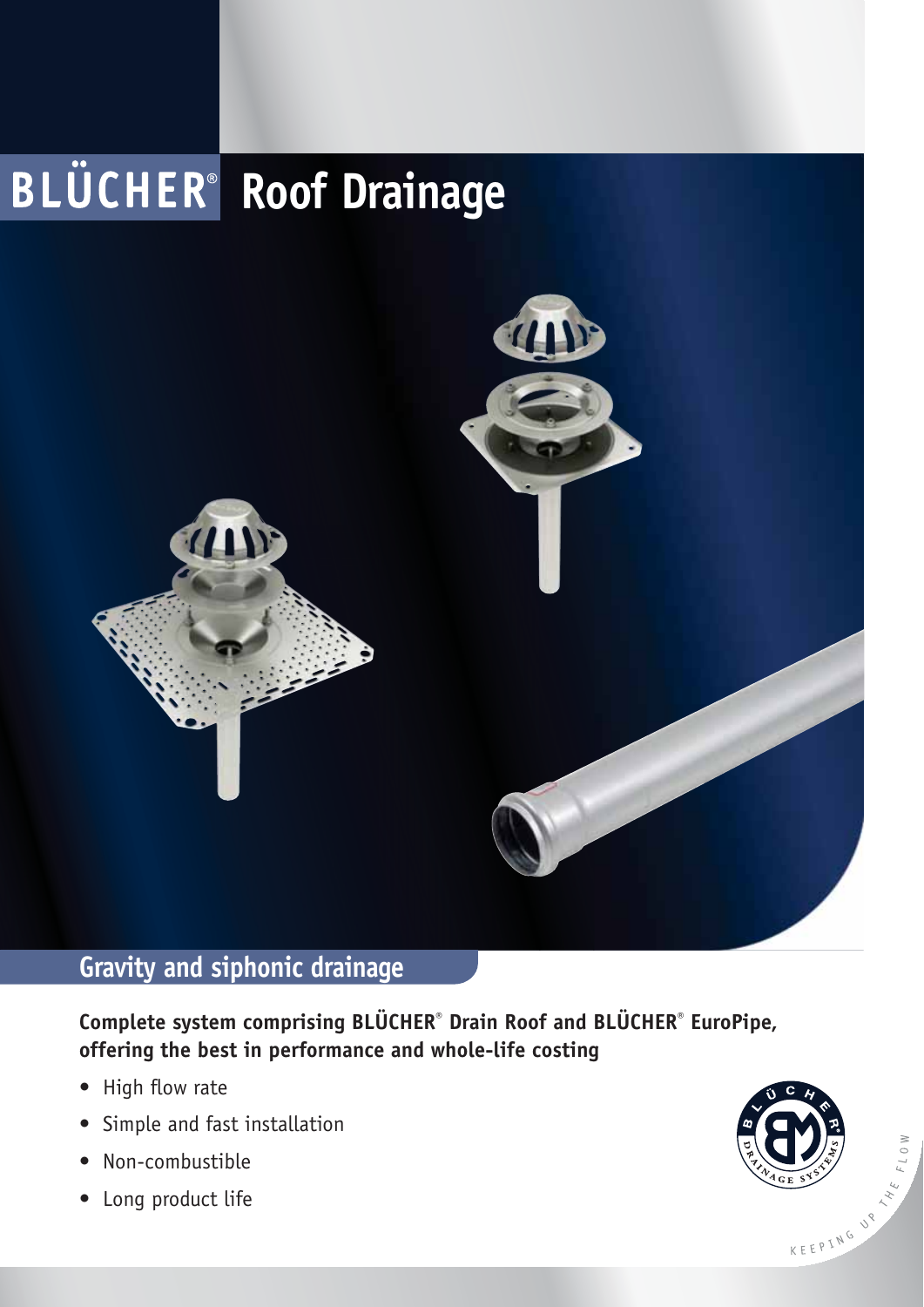# BLÜCHER® Roof Drainage

## Gravity and siphonic drainage

**Complete system comprising BLÜCHER® Drain Roof and BLÜCHER® EuroPipe, offering the best in performance and whole-life costing**

- High flow rate
- Simple and fast installation
- Non-combustible
- Long product life

KEEPING UP THE FLOW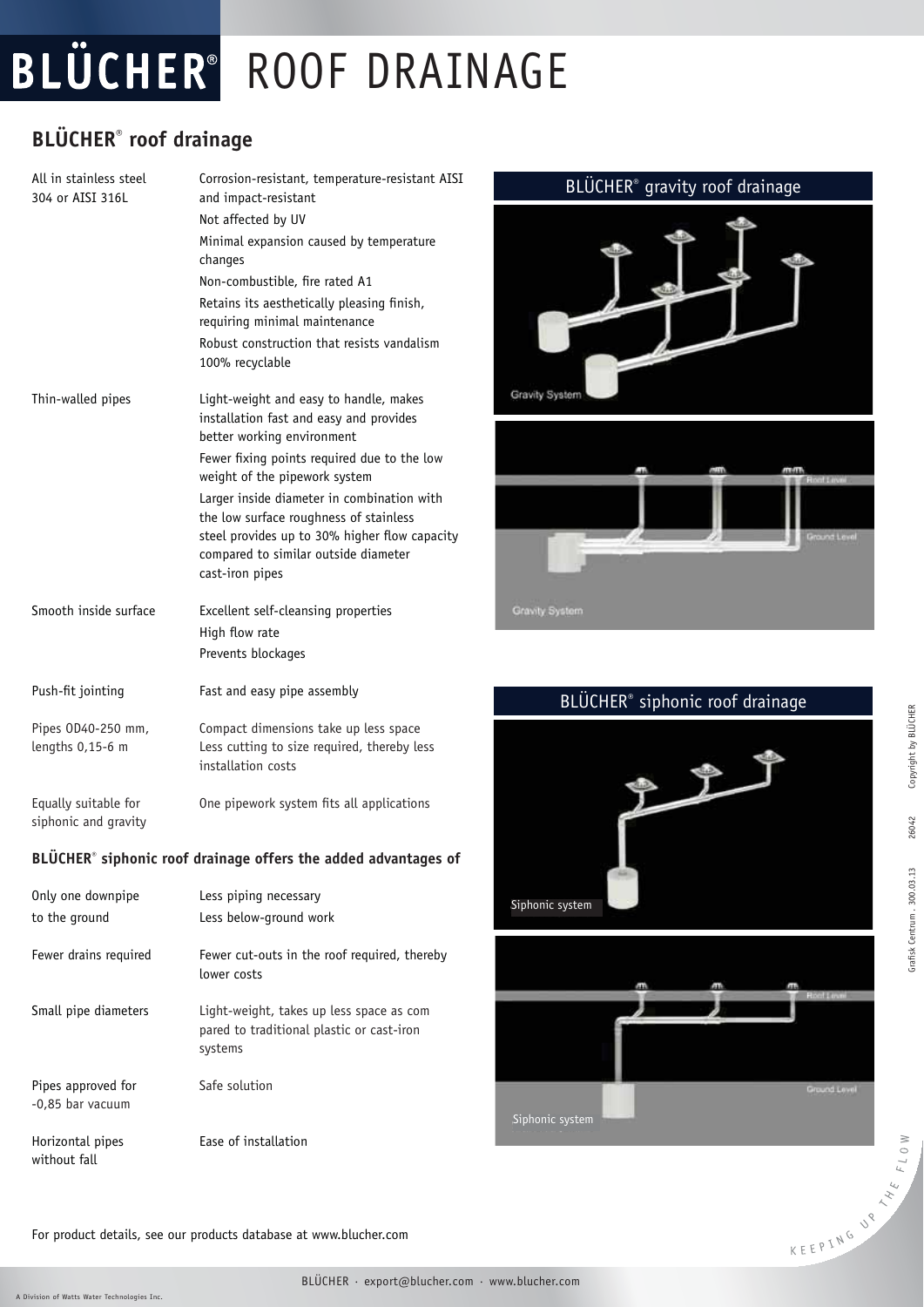# BLÜCHER® ROOF DRAINAGE

## BLÜCHER® roof drainage

| | |
|---|---|
| All in stainless steel 304 or AISI 316L | Corrosion-resistant, temperature-resistant AISI and impact-resistant<br>Not affected by UV<br>Minimal expansion caused by temperature changes<br>Non-combustible, fire rated A1<br>Retains its aesthetically pleasing finish, requiring minimal maintenance<br>Robust construction that resists vandalism<br>100% recyclable |
| Thin-walled pipes | Light-weight and easy to handle, makes installation fast and easy and provides better working environment<br>Fewer fixing points required due to the low weight of the pipework system<br>Larger inside diameter in combination with the low surface roughness of stainless steel provides up to 30% higher flow capacity compared to similar outside diameter cast-iron pipes |
| Smooth inside surface | Excellent self-cleansing properties<br>High flow rate<br>Prevents blockages |
| Push-fit jointing | Fast and easy pipe assembly |
| Pipes OD40-250 mm, lengths 0,15-6 m | Compact dimensions take up less space<br>Less cutting to size required, thereby less installation costs |
| Equally suitable for siphonic and gravity | One pipework system fits all applications |

### BLÜCHER® siphonic roof drainage offers the added advantages of

| | |
|---|---|
| Only one downpipe to the ground | Less piping necessary<br>Less below-ground work |
| Fewer drains required | Fewer cut-outs in the roof required, thereby lower costs |
| Small pipe diameters | Light-weight, takes up less space as com pared to traditional plastic or cast-iron systems |
| Pipes approved for -0,85 bar vacuum | Safe solution |
| Horizontal pipes without fall | Ease of installation |

BLÜCHER® gravity roof drainage

Gravity System

Roof Level

Ground Level

Gravity System

BLÜCHER® siphonic roof drainage

Siphonic system

Roof Level

Ground Level

Siphonic system

For product details, see our products database at www.blucher.com

KEEPING UP THE FLOW

BLÜCHER · export@blucher.com · www.blucher.com

A Division of Watts Water Technologies Inc.

Grafisk Centrum . 300.03.13 26042 Copyright by BLÜCHER